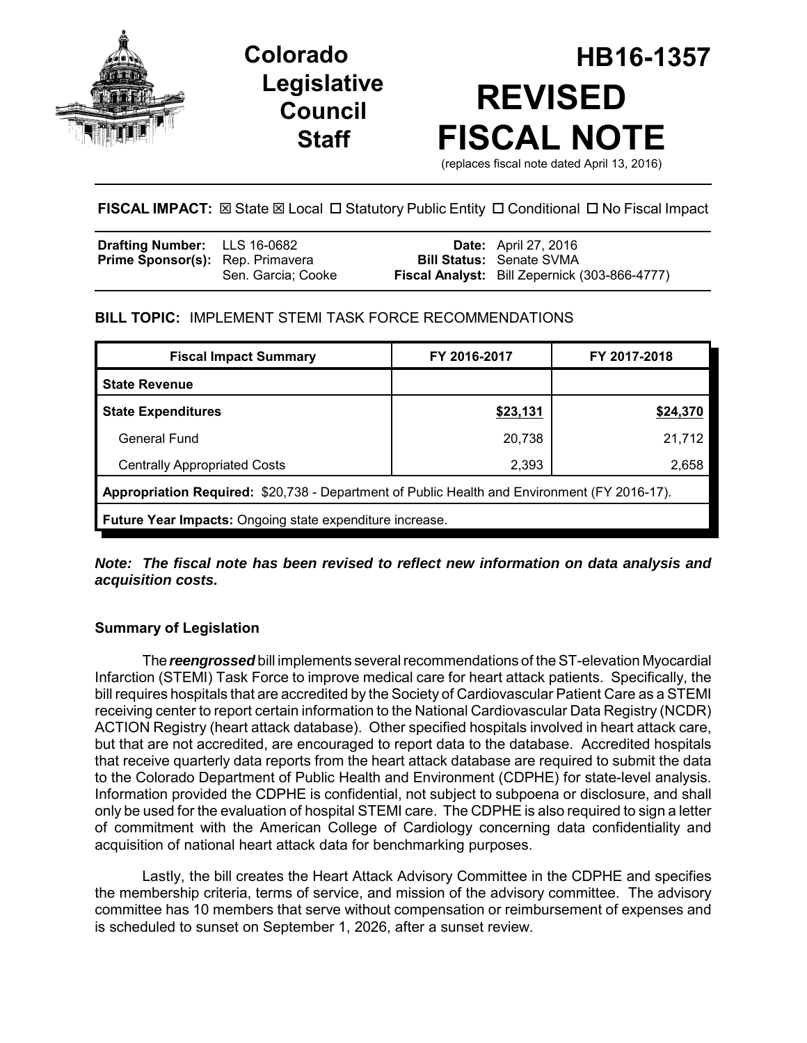# Colorado Legislative Council Staff

# HB16-1357

# REVISED FISCAL NOTE

(replaces fiscal note dated April 13, 2016)

**FISCAL IMPACT:** ☒ State ☒ Local ☐ Statutory Public Entity ☐ Conditional ☐ No Fiscal Impact

| | | | |
|---|---|---|---|
| **Drafting Number:** | LLS 16-0682 | **Date:** | April 27, 2016 |
| **Prime Sponsor(s):** | Rep. Primavera<br>Sen. Garcia; Cooke | **Bill Status:** | Senate SVMA |
| | | **Fiscal Analyst:** | Bill Zepernick (303-866-4777) |

**BILL TOPIC:** IMPLEMENT STEMI TASK FORCE RECOMMENDATIONS

| Fiscal Impact Summary | FY 2016-2017 | FY 2017-2018 |
|---|---|---|
| **State Revenue** | | |
| **State Expenditures** | **$23,131** | **$24,370** |
| General Fund | 20,738 | 21,712 |
| Centrally Appropriated Costs | 2,393 | 2,658 |
| **Appropriation Required:** $20,738 - Department of Public Health and Environment (FY 2016-17). | | |
| **Future Year Impacts:** Ongoing state expenditure increase. | | |

***Note: The fiscal note has been revised to reflect new information on data analysis and acquisition costs.***

## Summary of Legislation

The ***reengrossed*** bill implements several recommendations of the ST-elevation Myocardial Infarction (STEMI) Task Force to improve medical care for heart attack patients. Specifically, the bill requires hospitals that are accredited by the Society of Cardiovascular Patient Care as a STEMI receiving center to report certain information to the National Cardiovascular Data Registry (NCDR) ACTION Registry (heart attack database). Other specified hospitals involved in heart attack care, but that are not accredited, are encouraged to report data to the database. Accredited hospitals that receive quarterly data reports from the heart attack database are required to submit the data to the Colorado Department of Public Health and Environment (CDPHE) for state-level analysis. Information provided the CDPHE is confidential, not subject to subpoena or disclosure, and shall only be used for the evaluation of hospital STEMI care. The CDPHE is also required to sign a letter of commitment with the American College of Cardiology concerning data confidentiality and acquisition of national heart attack data for benchmarking purposes.

Lastly, the bill creates the Heart Attack Advisory Committee in the CDPHE and specifies the membership criteria, terms of service, and mission of the advisory committee. The advisory committee has 10 members that serve without compensation or reimbursement of expenses and is scheduled to sunset on September 1, 2026, after a sunset review.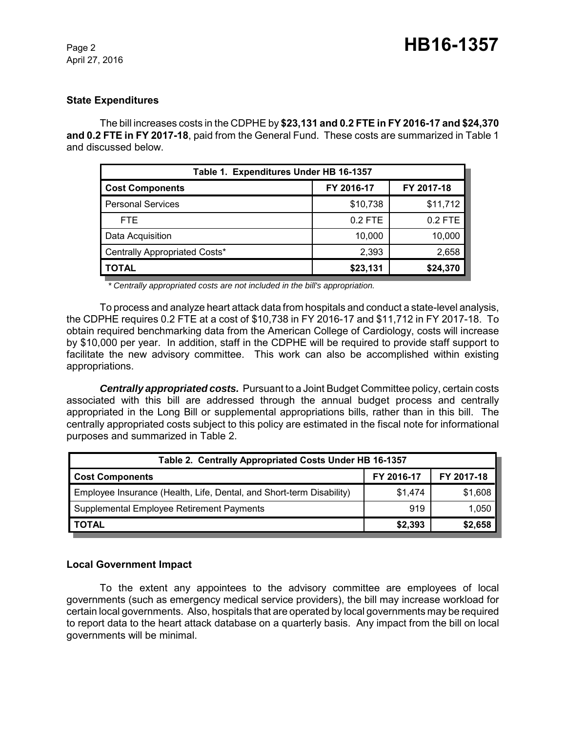### State Expenditures

The bill increases costs in the CDPHE by **$23,131 and 0.2 FTE in FY 2016-17 and $24,370 and 0.2 FTE in FY 2017-18**, paid from the General Fund. These costs are summarized in Table 1 and discussed below.

| Table 1. Expenditures Under HB 16-1357 | | |
|---|---|---|
| **Cost Components** | **FY 2016-17** | **FY 2017-18** |
| Personal Services | $10,738 | $11,712 |
| FTE | 0.2 FTE | 0.2 FTE |
| Data Acquisition | 10,000 | 10,000 |
| Centrally Appropriated Costs* | 2,393 | 2,658 |
| **TOTAL** | **$23,131** | **$24,370** |

*\* Centrally appropriated costs are not included in the bill's appropriation.*

To process and analyze heart attack data from hospitals and conduct a state-level analysis, the CDPHE requires 0.2 FTE at a cost of $10,738 in FY 2016-17 and $11,712 in FY 2017-18. To obtain required benchmarking data from the American College of Cardiology, costs will increase by $10,000 per year. In addition, staff in the CDPHE will be required to provide staff support to facilitate the new advisory committee. This work can also be accomplished within existing appropriations.

***Centrally appropriated costs.*** Pursuant to a Joint Budget Committee policy, certain costs associated with this bill are addressed through the annual budget process and centrally appropriated in the Long Bill or supplemental appropriations bills, rather than in this bill. The centrally appropriated costs subject to this policy are estimated in the fiscal note for informational purposes and summarized in Table 2.

| Table 2. Centrally Appropriated Costs Under HB 16-1357 | | |
|---|---|---|
| **Cost Components** | **FY 2016-17** | **FY 2017-18** |
| Employee Insurance (Health, Life, Dental, and Short-term Disability) | $1,474 | $1,608 |
| Supplemental Employee Retirement Payments | 919 | 1,050 |
| **TOTAL** | **$2,393** | **$2,658** |

### Local Government Impact

To the extent any appointees to the advisory committee are employees of local governments (such as emergency medical service providers), the bill may increase workload for certain local governments. Also, hospitals that are operated by local governments may be required to report data to the heart attack database on a quarterly basis. Any impact from the bill on local governments will be minimal.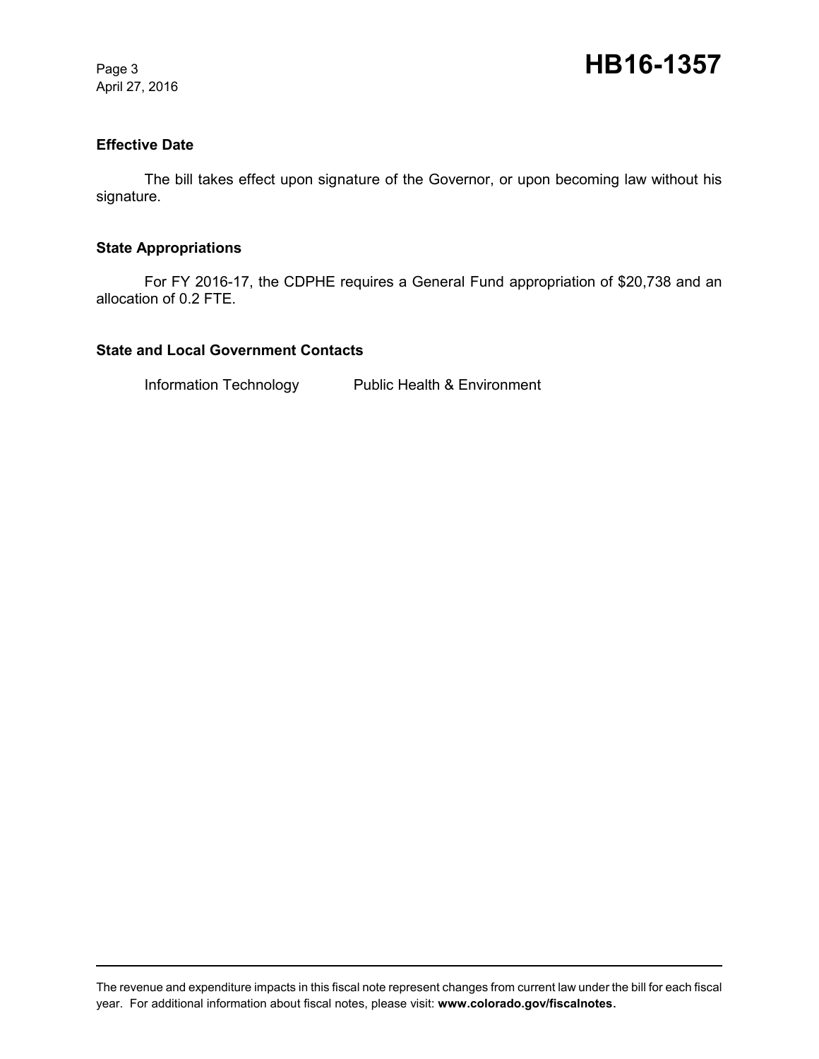## Effective Date

The bill takes effect upon signature of the Governor, or upon becoming law without his signature.

## State Appropriations

For FY 2016-17, the CDPHE requires a General Fund appropriation of $20,738 and an allocation of 0.2 FTE.

## State and Local Government Contacts

Information Technology        Public Health & Environment

The revenue and expenditure impacts in this fiscal note represent changes from current law under the bill for each fiscal year. For additional information about fiscal notes, please visit: **www.colorado.gov/fiscalnotes.**